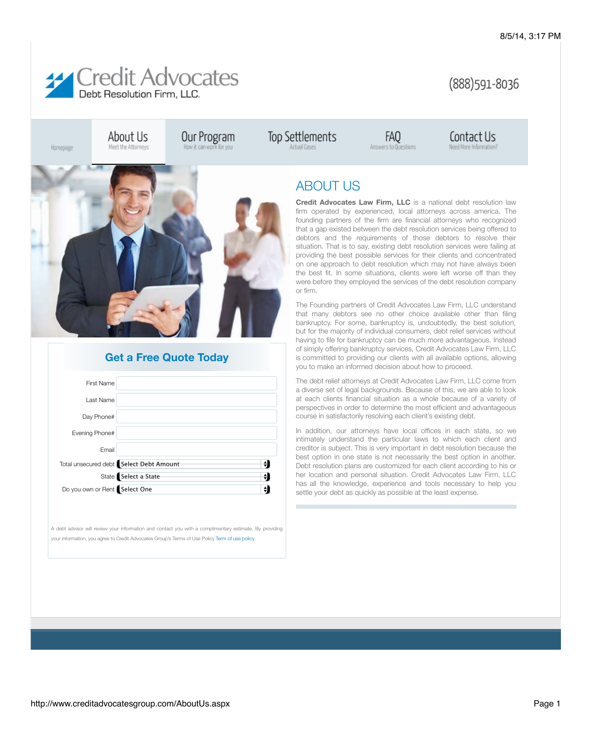# Credit Advocates

Debt Resolution Firm, LLC.

(888)591-8036

Homepage | About Us (Meet the Attorneys) | Our Program (How it can work for you) | Top Settlements (Actual Cases) | FAQ (Answers to Questions) | Contact Us (Need More Information?)

## ABOUT US

**Credit Advocates Law Firm, LLC** is a national debt resolution law firm operated by experienced, local attorneys across america. The founding partners of the firm are financial attorneys who recognized that a gap existed between the debt resolution services being offered to debtors and the requirements of those debtors to resolve their situation. That is to say, existing debt resolution services were failing at providing the best possible services for their clients and concentrated on one approach to debt resolution which may not have always been the best fit. In some situations, clients were left worse off than they were before they employed the services of the debt resolution company or firm.

The Founding partners of Credit Advocates Law Firm, LLC understand that many debtors see no other choice available other than filing bankruptcy. For some, bankruptcy is, undoubtedly, the best solution, but for the majority of individual consumers, debt relief services without having to file for bankruptcy can be much more advantageous. Instead of simply offering bankruptcy services, Credit Advocates Law Firm, LLC is committed to providing our clients with all available options, allowing you to make an informed decision about how to proceed.

The debt relief attorneys at Credit Advocates Law Firm, LLC come from a diverse set of legal backgrounds. Because of this, we are able to look at each clients financial situation as a whole because of a variety of perspectives in order to determine the most efficient and advantageous course in satisfactorily resolving each client's existing debt.

In addition, our attorneys have local offices in each state, so we intimately understand the particular laws to which each client and creditor is subject. This is very important in debt resolution because the best option in one state is not necessarily the best option in another. Debt resolution plans are customized for each client according to his or her location and personal situation. Credit Advocates Law Firm, LLC has all the knowledge, experience and tools necessary to help you settle your debt as quickly as possible at the least expense.

## Get a Free Quote Today

First Name

Last Name

Day Phone#

Evening Phone#

Email

Total unsecured debt: Select Debt Amount

State: Select a State

Do you own or Rent: Select One

A debt advisor will review your information and contact you with a complimentary estimate. By providing your information, you agree to Credit Advocates Group's Terms of Use Policy Term of use policy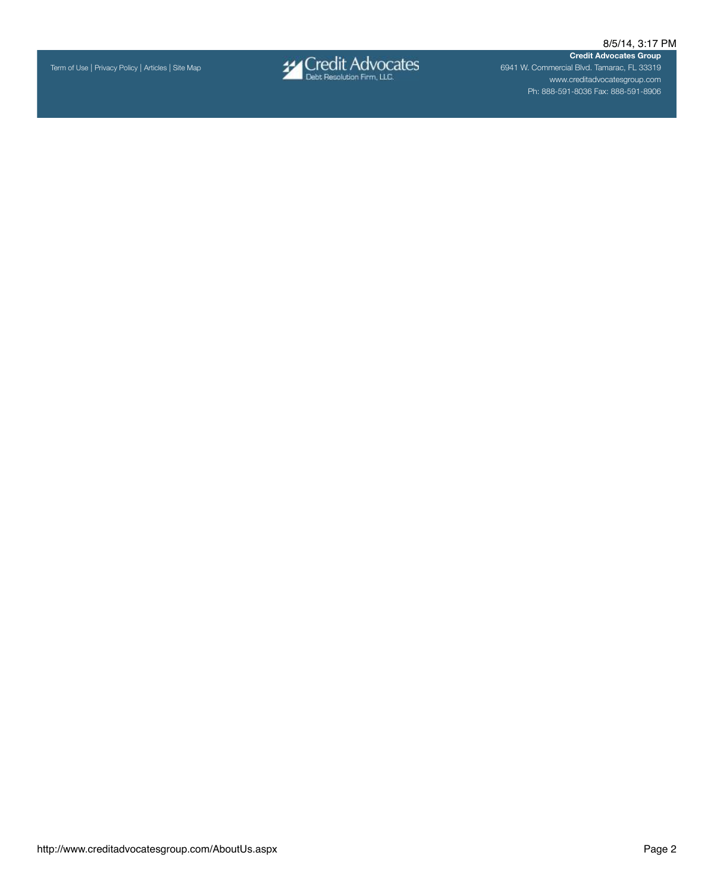Term of Use | Privacy Policy | Articles | Site Map

Credit Advocates
Debt Resolution Firm, LLC

**Credit Advocates Group**
6941 W. Commercial Blvd. Tamarac, FL 33319
www.creditadvocatesgroup.com
Ph: 888-591-8036 Fax: 888-591-8906